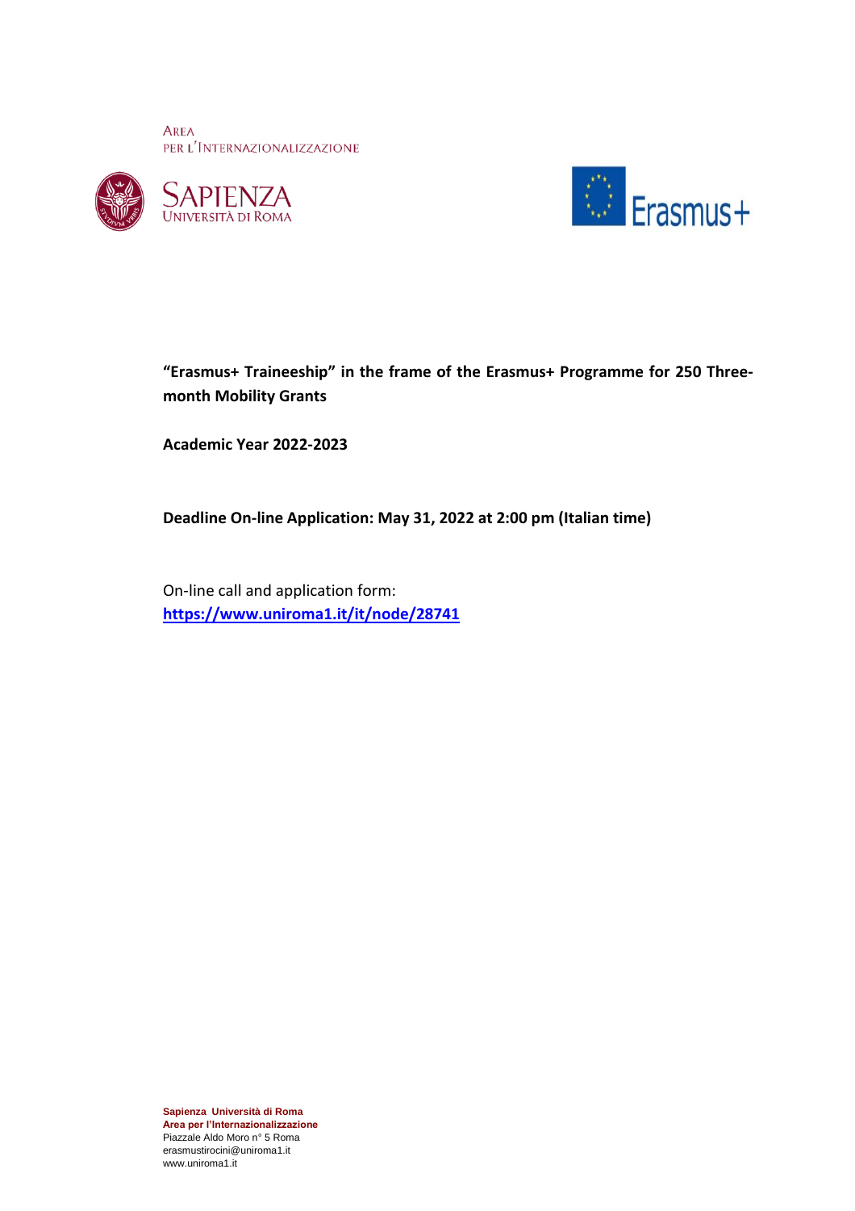AREA
PER L'INTERNAZIONALIZZAZIONE

SAPIENZA
UNIVERSITÀ DI ROMA

Erasmus+

**"Erasmus+ Traineeship" in the frame of the Erasmus+ Programme for 250 Three-month Mobility Grants**

**Academic Year 2022-2023**

**Deadline On-line Application: May 31, 2022 at 2:00 pm (Italian time)**

On-line call and application form:
**[https://www.uniroma1.it/it/node/28741](https://www.uniroma1.it/it/node/28741)**

**Sapienza Università di Roma**
**Area per l'Internazionalizzazione**
Piazzale Aldo Moro n° 5 Roma
erasmustirocini@uniroma1.it
www.uniroma1.it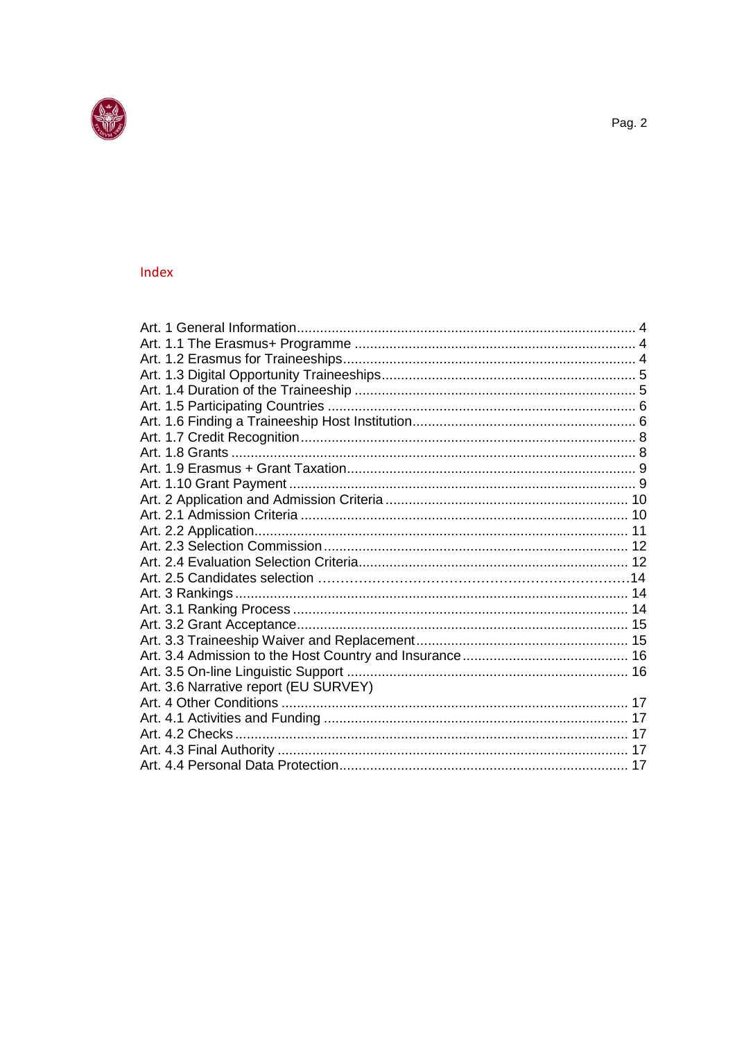## Index

| | |
|---|---|
| Art. 1 General Information | 4 |
| Art. 1.1 The Erasmus+ Programme | 4 |
| Art. 1.2 Erasmus for Traineeships | 4 |
| Art. 1.3 Digital Opportunity Traineeships | 5 |
| Art. 1.4 Duration of the Traineeship | 5 |
| Art. 1.5 Participating Countries | 6 |
| Art. 1.6 Finding a Traineeship Host Institution | 6 |
| Art. 1.7 Credit Recognition | 8 |
| Art. 1.8 Grants | 8 |
| Art. 1.9 Erasmus + Grant Taxation | 9 |
| Art. 1.10 Grant Payment | 9 |
| Art. 2 Application and Admission Criteria | 10 |
| Art. 2.1 Admission Criteria | 10 |
| Art. 2.2 Application | 11 |
| Art. 2.3 Selection Commission | 12 |
| Art. 2.4 Evaluation Selection Criteria | 12 |
| Art. 2.5 Candidates selection | 14 |
| Art. 3 Rankings | 14 |
| Art. 3.1 Ranking Process | 14 |
| Art. 3.2 Grant Acceptance | 15 |
| Art. 3.3 Traineeship Waiver and Replacement | 15 |
| Art. 3.4 Admission to the Host Country and Insurance | 16 |
| Art. 3.5 On-line Linguistic Support | 16 |
| Art. 3.6 Narrative report (EU SURVEY) | |
| Art. 4 Other Conditions | 17 |
| Art. 4.1 Activities and Funding | 17 |
| Art. 4.2 Checks | 17 |
| Art. 4.3 Final Authority | 17 |
| Art. 4.4 Personal Data Protection | 17 |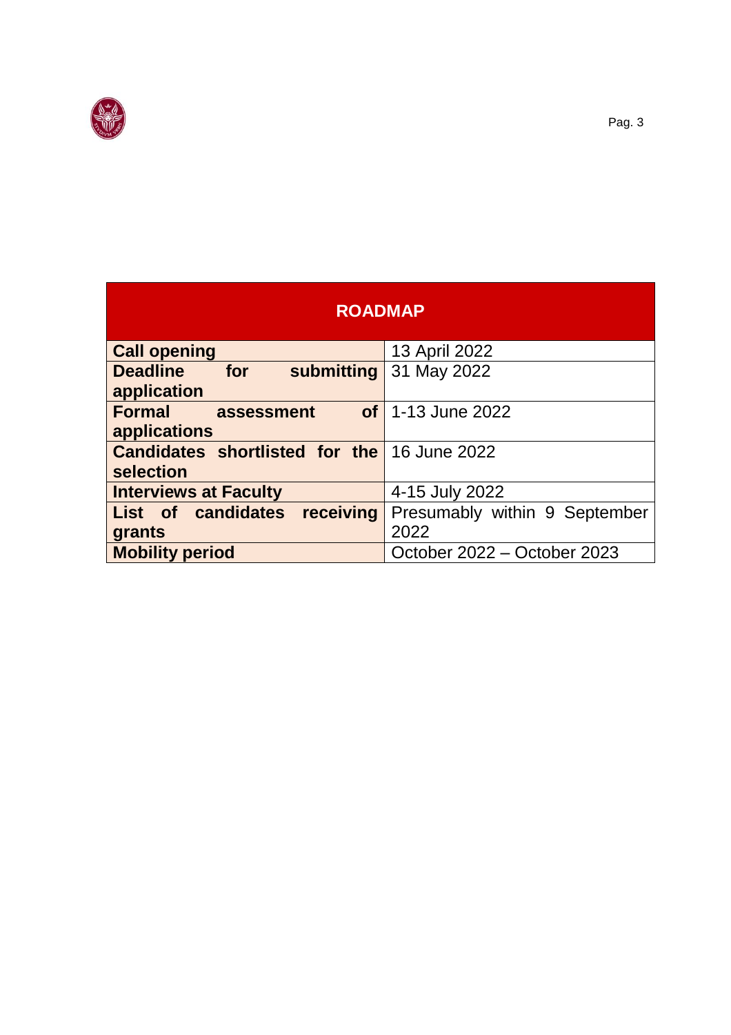| ROADMAP | |
| --- | --- |
| **Call opening** | 13 April 2022 |
| **Deadline for submitting application** | 31 May 2022 |
| **Formal assessment of applications** | 1-13 June 2022 |
| **Candidates shortlisted for the selection** | 16 June 2022 |
| **Interviews at Faculty** | 4-15 July 2022 |
| **List of candidates receiving grants** | Presumably within 9 September 2022 |
| **Mobility period** | October 2022 – October 2023 |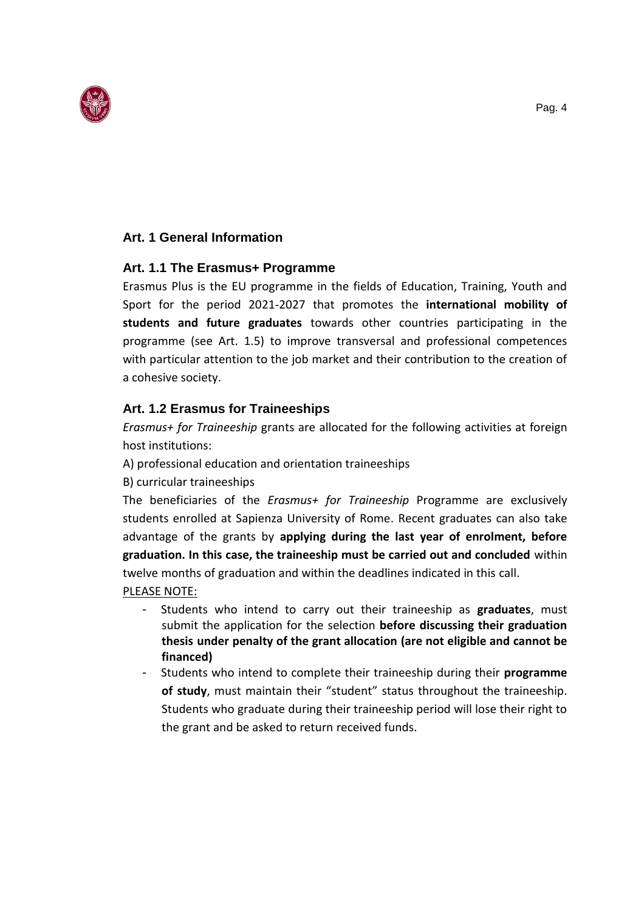## Art. 1 General Information

### Art. 1.1 The Erasmus+ Programme

Erasmus Plus is the EU programme in the fields of Education, Training, Youth and Sport for the period 2021-2027 that promotes the **international mobility of students and future graduates** towards other countries participating in the programme (see Art. 1.5) to improve transversal and professional competences with particular attention to the job market and their contribution to the creation of a cohesive society.

### Art. 1.2 Erasmus for Traineeships

*Erasmus+ for Traineeship* grants are allocated for the following activities at foreign host institutions:

A) professional education and orientation traineeships

B) curricular traineeships

The beneficiaries of the *Erasmus+ for Traineeship* Programme are exclusively students enrolled at Sapienza University of Rome. Recent graduates can also take advantage of the grants by **applying during the last year of enrolment, before graduation. In this case, the traineeship must be carried out and concluded** within twelve months of graduation and within the deadlines indicated in this call.

PLEASE NOTE:

- Students who intend to carry out their traineeship as **graduates**, must submit the application for the selection **before discussing their graduation thesis under penalty of the grant allocation (are not eligible and cannot be financed)**
- Students who intend to complete their traineeship during their **programme of study**, must maintain their "student" status throughout the traineeship. Students who graduate during their traineeship period will lose their right to the grant and be asked to return received funds.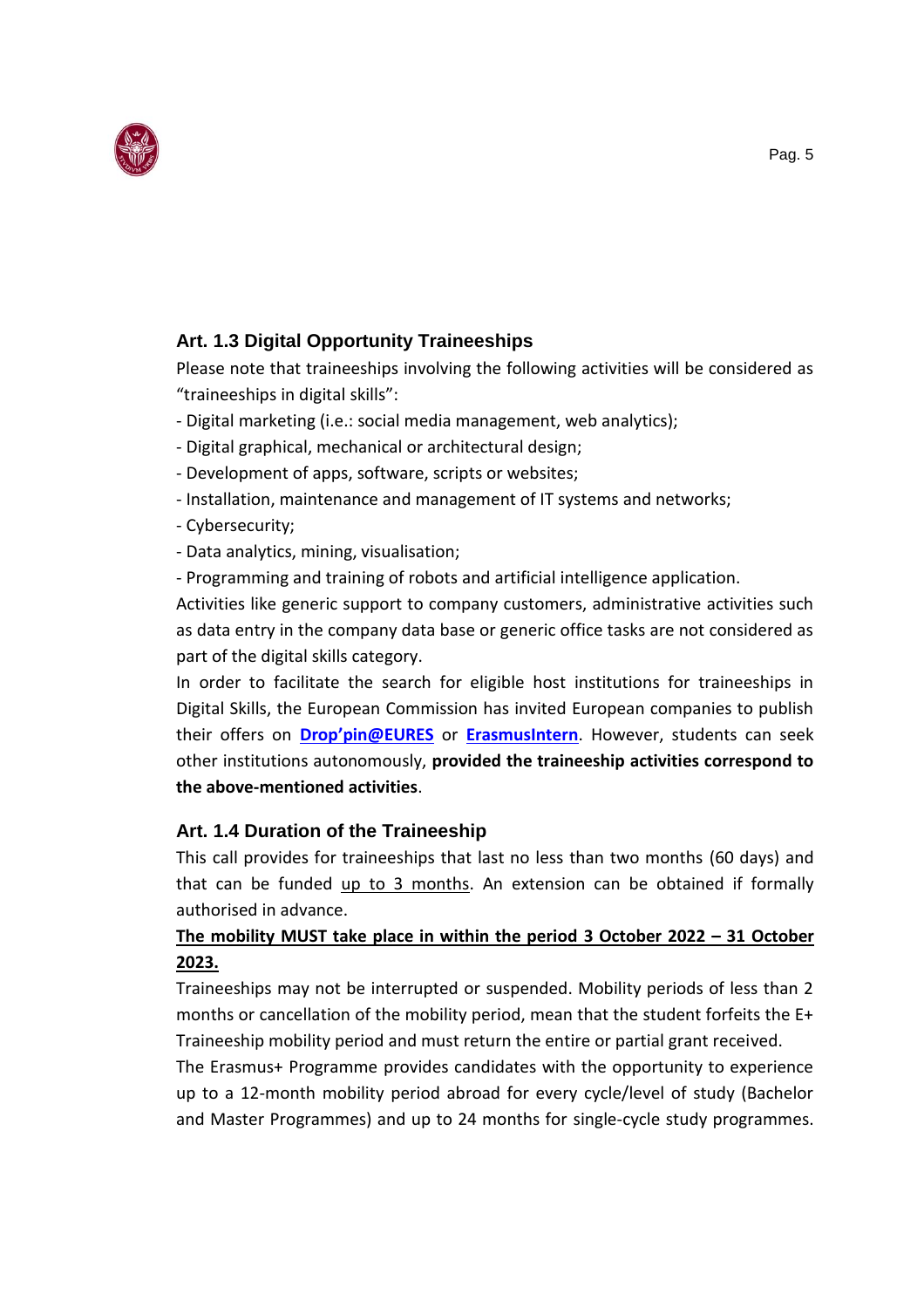### Art. 1.3 Digital Opportunity Traineeships

Please note that traineeships involving the following activities will be considered as “traineeships in digital skills”:

- Digital marketing (i.e.: social media management, web analytics);
- Digital graphical, mechanical or architectural design;
- Development of apps, software, scripts or websites;
- Installation, maintenance and management of IT systems and networks;
- Cybersecurity;
- Data analytics, mining, visualisation;
- Programming and training of robots and artificial intelligence application.

Activities like generic support to company customers, administrative activities such as data entry in the company data base or generic office tasks are not considered as part of the digital skills category.

In order to facilitate the search for eligible host institutions for traineeships in Digital Skills, the European Commission has invited European companies to publish their offers on **Drop’pin@EURES** or **ErasmusIntern**. However, students can seek other institutions autonomously, **provided the traineeship activities correspond to the above-mentioned activities**.

### Art. 1.4 Duration of the Traineeship

This call provides for traineeships that last no less than two months (60 days) and that can be funded up to 3 months. An extension can be obtained if formally authorised in advance.

**The mobility MUST take place in within the period 3 October 2022 – 31 October 2023.**

Traineeships may not be interrupted or suspended. Mobility periods of less than 2 months or cancellation of the mobility period, mean that the student forfeits the E+ Traineeship mobility period and must return the entire or partial grant received.

The Erasmus+ Programme provides candidates with the opportunity to experience up to a 12-month mobility period abroad for every cycle/level of study (Bachelor and Master Programmes) and up to 24 months for single-cycle study programmes.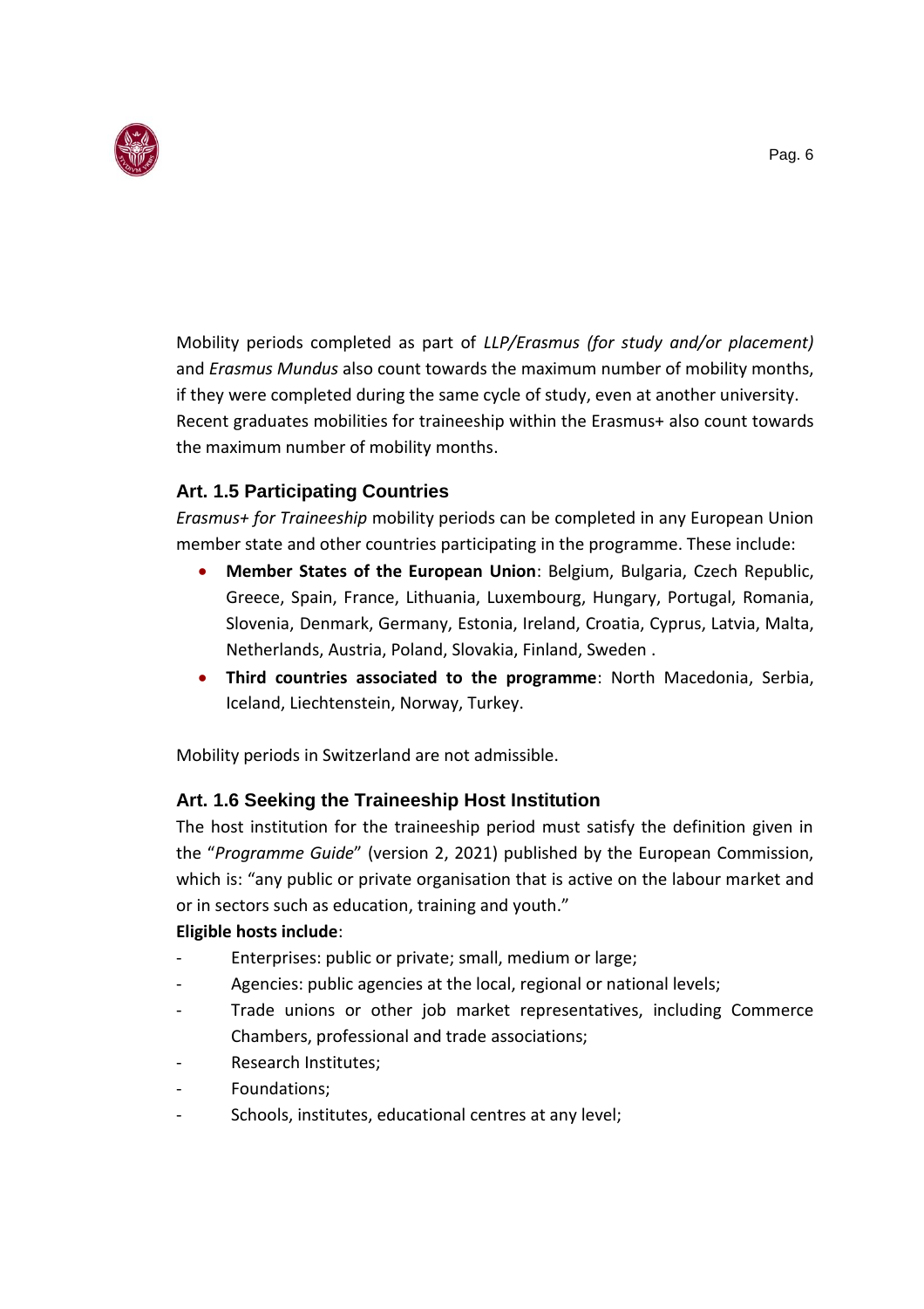Mobility periods completed as part of *LLP/Erasmus (for study and/or placement)* and *Erasmus Mundus* also count towards the maximum number of mobility months, if they were completed during the same cycle of study, even at another university. Recent graduates mobilities for traineeship within the Erasmus+ also count towards the maximum number of mobility months.

### Art. 1.5 Participating Countries

*Erasmus+ for Traineeship* mobility periods can be completed in any European Union member state and other countries participating in the programme. These include:

- **Member States of the European Union**: Belgium, Bulgaria, Czech Republic, Greece, Spain, France, Lithuania, Luxembourg, Hungary, Portugal, Romania, Slovenia, Denmark, Germany, Estonia, Ireland, Croatia, Cyprus, Latvia, Malta, Netherlands, Austria, Poland, Slovakia, Finland, Sweden .
- **Third countries associated to the programme**: North Macedonia, Serbia, Iceland, Liechtenstein, Norway, Turkey.

Mobility periods in Switzerland are not admissible.

### Art. 1.6 Seeking the Traineeship Host Institution

The host institution for the traineeship period must satisfy the definition given in the "*Programme Guide*" (version 2, 2021) published by the European Commission, which is: "any public or private organisation that is active on the labour market and or in sectors such as education, training and youth."

**Eligible hosts include**:

- Enterprises: public or private; small, medium or large;
- Agencies: public agencies at the local, regional or national levels;
- Trade unions or other job market representatives, including Commerce Chambers, professional and trade associations;
- Research Institutes;
- Foundations;
- Schools, institutes, educational centres at any level;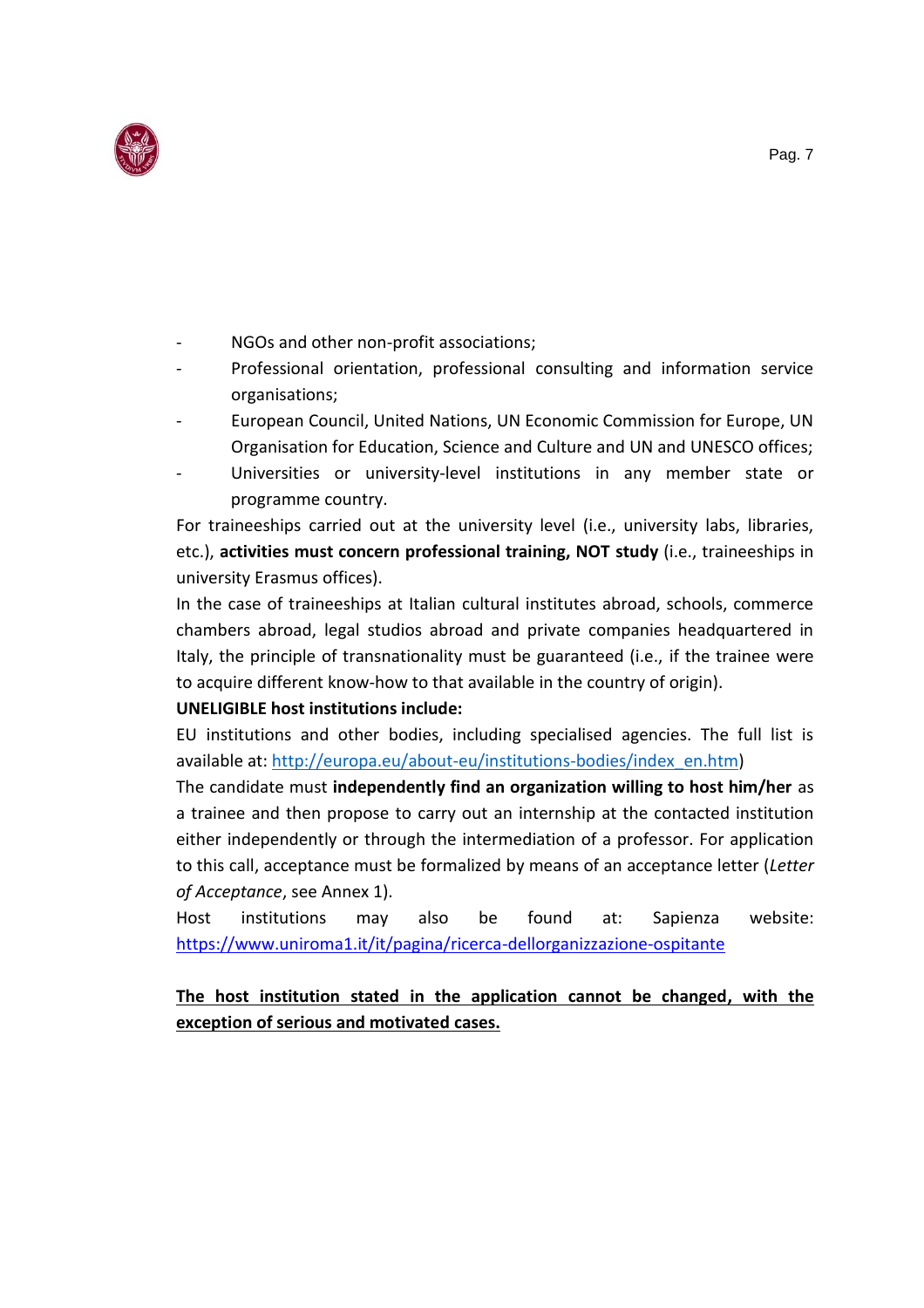- NGOs and other non-profit associations;
- Professional orientation, professional consulting and information service organisations;
- European Council, United Nations, UN Economic Commission for Europe, UN Organisation for Education, Science and Culture and UN and UNESCO offices;
- Universities or university-level institutions in any member state or programme country.

For traineeships carried out at the university level (i.e., university labs, libraries, etc.), **activities must concern professional training, NOT study** (i.e., traineeships in university Erasmus offices).

In the case of traineeships at Italian cultural institutes abroad, schools, commerce chambers abroad, legal studios abroad and private companies headquartered in Italy, the principle of transnationality must be guaranteed (i.e., if the trainee were to acquire different know-how to that available in the country of origin).

**UNELIGIBLE host institutions include:**

EU institutions and other bodies, including specialised agencies. The full list is available at: http://europa.eu/about-eu/institutions-bodies/index_en.htm)

The candidate must **independently find an organization willing to host him/her** as a trainee and then propose to carry out an internship at the contacted institution either independently or through the intermediation of a professor. For application to this call, acceptance must be formalized by means of an acceptance letter (*Letter of Acceptance*, see Annex 1).

Host institutions may also be found at: Sapienza website: https://www.uniroma1.it/it/pagina/ricerca-dellorganizzazione-ospitante

**The host institution stated in the application cannot be changed, with the exception of serious and motivated cases.**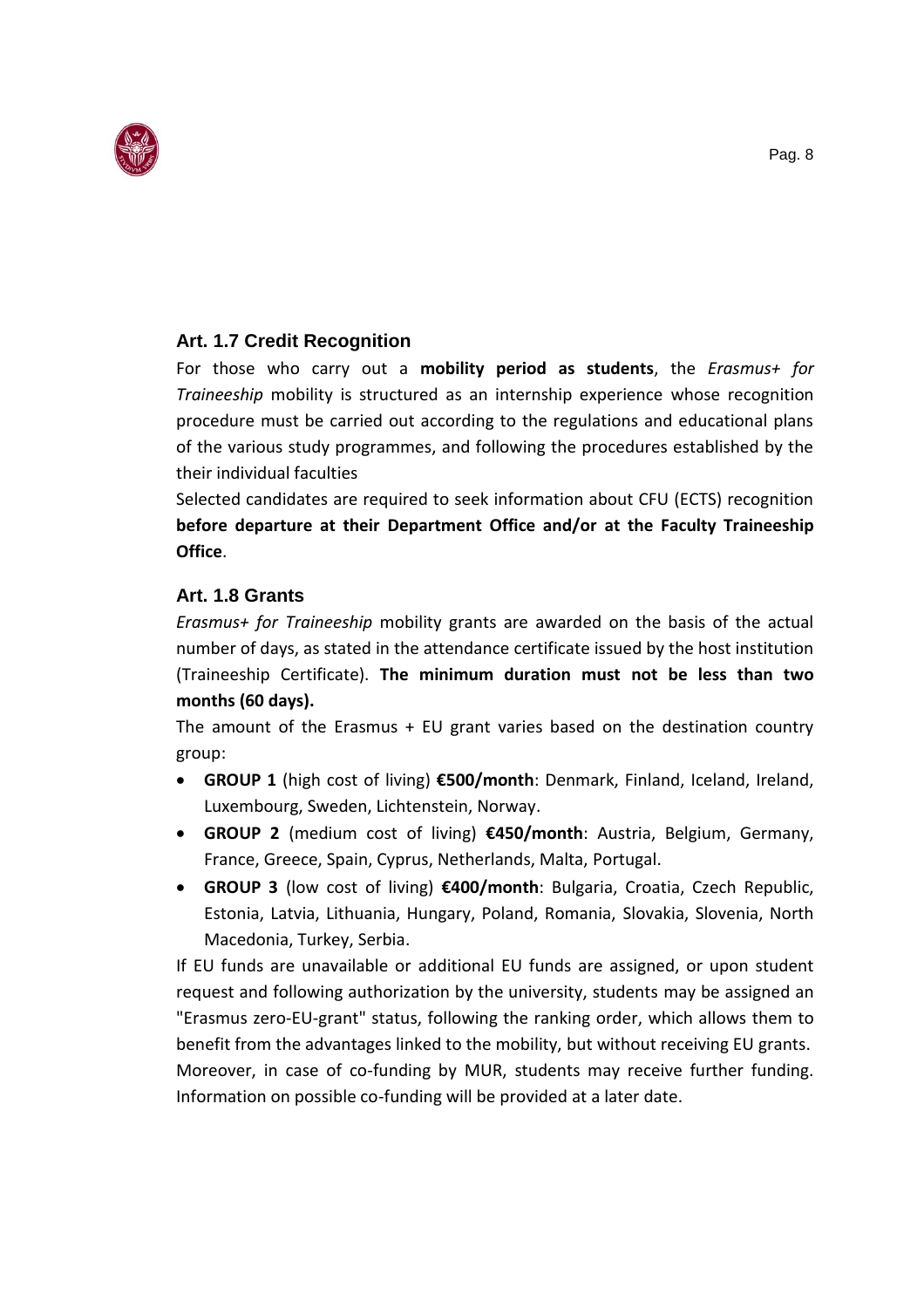### Art. 1.7 Credit Recognition

For those who carry out a **mobility period as students**, the *Erasmus+ for Traineeship* mobility is structured as an internship experience whose recognition procedure must be carried out according to the regulations and educational plans of the various study programmes, and following the procedures established by the their individual faculties

Selected candidates are required to seek information about CFU (ECTS) recognition **before departure at their Department Office and/or at the Faculty Traineeship Office**.

### Art. 1.8 Grants

*Erasmus+ for Traineeship* mobility grants are awarded on the basis of the actual number of days, as stated in the attendance certificate issued by the host institution (Traineeship Certificate). **The minimum duration must not be less than two months (60 days).**

The amount of the Erasmus + EU grant varies based on the destination country group:

- **GROUP 1** (high cost of living) **€500/month**: Denmark, Finland, Iceland, Ireland, Luxembourg, Sweden, Lichtenstein, Norway.
- **GROUP 2** (medium cost of living) **€450/month**: Austria, Belgium, Germany, France, Greece, Spain, Cyprus, Netherlands, Malta, Portugal.
- **GROUP 3** (low cost of living) **€400/month**: Bulgaria, Croatia, Czech Republic, Estonia, Latvia, Lithuania, Hungary, Poland, Romania, Slovakia, Slovenia, North Macedonia, Turkey, Serbia.

If EU funds are unavailable or additional EU funds are assigned, or upon student request and following authorization by the university, students may be assigned an "Erasmus zero-EU-grant" status, following the ranking order, which allows them to benefit from the advantages linked to the mobility, but without receiving EU grants. Moreover, in case of co-funding by MUR, students may receive further funding. Information on possible co-funding will be provided at a later date.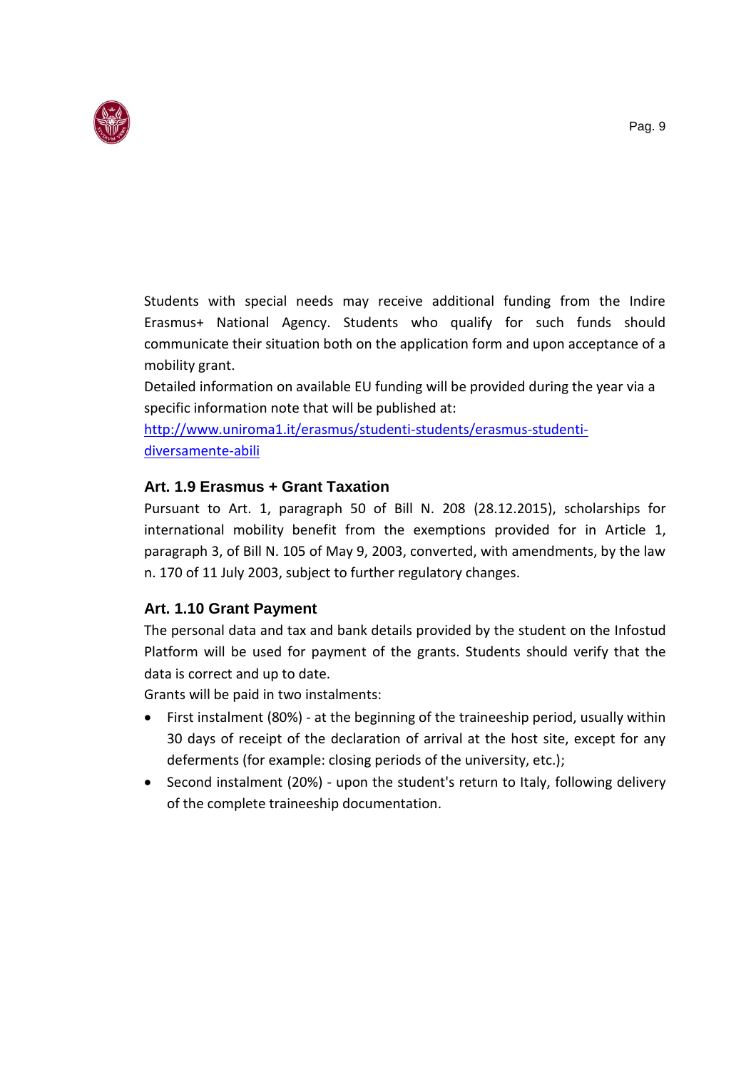Students with special needs may receive additional funding from the Indire Erasmus+ National Agency. Students who qualify for such funds should communicate their situation both on the application form and upon acceptance of a mobility grant.

Detailed information on available EU funding will be provided during the year via a specific information note that will be published at:
[http://www.uniroma1.it/erasmus/studenti-students/erasmus-studenti-diversamente-abili](http://www.uniroma1.it/erasmus/studenti-students/erasmus-studenti-diversamente-abili)

### Art. 1.9 Erasmus + Grant Taxation

Pursuant to Art. 1, paragraph 50 of Bill N. 208 (28.12.2015), scholarships for international mobility benefit from the exemptions provided for in Article 1, paragraph 3, of Bill N. 105 of May 9, 2003, converted, with amendments, by the law n. 170 of 11 July 2003, subject to further regulatory changes.

### Art. 1.10 Grant Payment

The personal data and tax and bank details provided by the student on the Infostud Platform will be used for payment of the grants. Students should verify that the data is correct and up to date.

Grants will be paid in two instalments:

- First instalment (80%) - at the beginning of the traineeship period, usually within 30 days of receipt of the declaration of arrival at the host site, except for any deferments (for example: closing periods of the university, etc.);
- Second instalment (20%) - upon the student's return to Italy, following delivery of the complete traineeship documentation.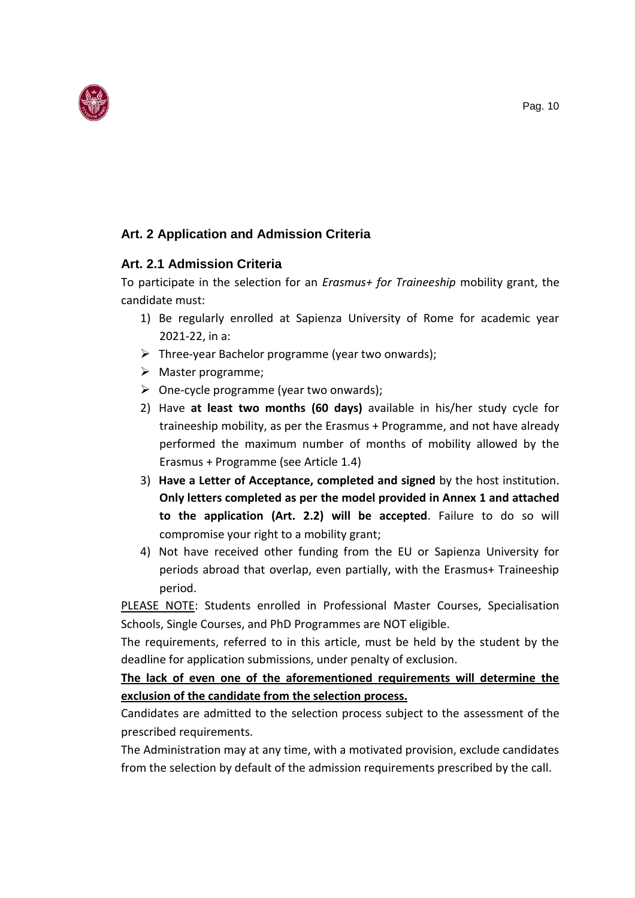## Art. 2 Application and Admission Criteria

### Art. 2.1 Admission Criteria

To participate in the selection for an *Erasmus+ for Traineeship* mobility grant, the candidate must:

1) Be regularly enrolled at Sapienza University of Rome for academic year 2021-22, in a:
   - Three-year Bachelor programme (year two onwards);
   - Master programme;
   - One-cycle programme (year two onwards);
2) Have **at least two months (60 days)** available in his/her study cycle for traineeship mobility, as per the Erasmus + Programme, and not have already performed the maximum number of months of mobility allowed by the Erasmus + Programme (see Article 1.4)
3) **Have a Letter of Acceptance, completed and signed** by the host institution. **Only letters completed as per the model provided in Annex 1 and attached to the application (Art. 2.2) will be accepted**. Failure to do so will compromise your right to a mobility grant;
4) Not have received other funding from the EU or Sapienza University for periods abroad that overlap, even partially, with the Erasmus+ Traineeship period.

<u>PLEASE NOTE</u>: Students enrolled in Professional Master Courses, Specialisation Schools, Single Courses, and PhD Programmes are NOT eligible.

The requirements, referred to in this article, must be held by the student by the deadline for application submissions, under penalty of exclusion.

<u>**The lack of even one of the aforementioned requirements will determine the exclusion of the candidate from the selection process.**</u>

Candidates are admitted to the selection process subject to the assessment of the prescribed requirements.

The Administration may at any time, with a motivated provision, exclude candidates from the selection by default of the admission requirements prescribed by the call.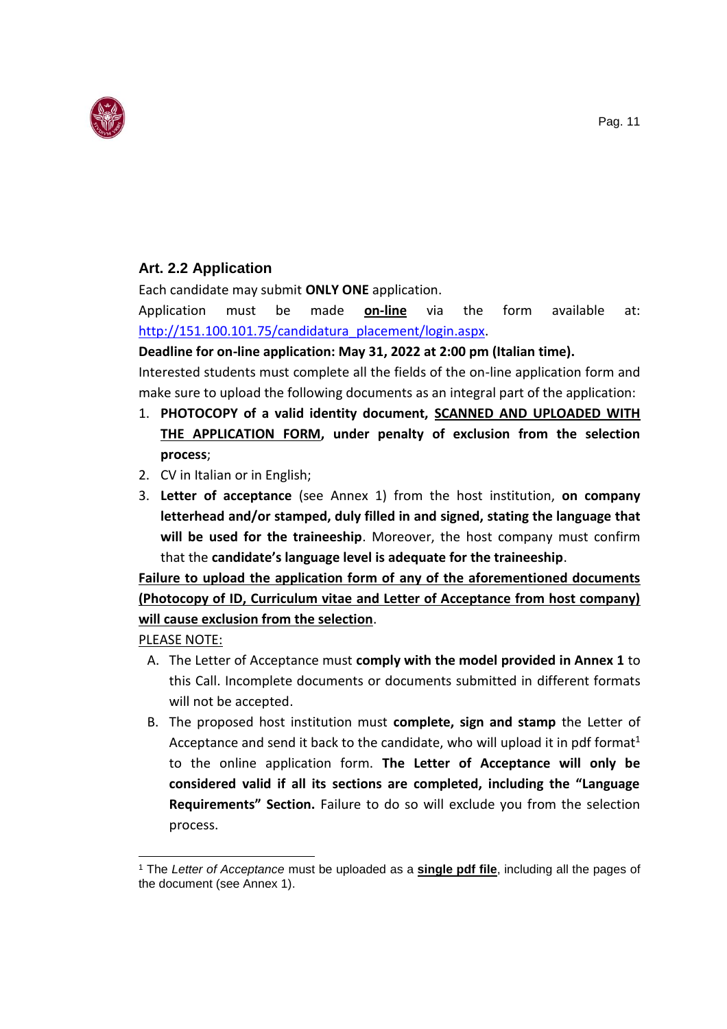### Art. 2.2 Application

Each candidate may submit **ONLY ONE** application.

Application must be made **on-line** via the form available at: http://151.100.101.75/candidatura_placement/login.aspx.

**Deadline for on-line application: May 31, 2022 at 2:00 pm (Italian time).**

Interested students must complete all the fields of the on-line application form and make sure to upload the following documents as an integral part of the application:

1. **PHOTOCOPY of a valid identity document, SCANNED AND UPLOADED WITH THE APPLICATION FORM, under penalty of exclusion from the selection process**;
2. CV in Italian or in English;
3. **Letter of acceptance** (see Annex 1) from the host institution, **on company letterhead and/or stamped, duly filled in and signed, stating the language that will be used for the traineeship**. Moreover, the host company must confirm that the **candidate's language level is adequate for the traineeship**.

**Failure to upload the application form of any of the aforementioned documents (Photocopy of ID, Curriculum vitae and Letter of Acceptance from host company) will cause exclusion from the selection**.

PLEASE NOTE:

A. The Letter of Acceptance must **comply with the model provided in Annex 1** to this Call. Incomplete documents or documents submitted in different formats will not be accepted.

B. The proposed host institution must **complete, sign and stamp** the Letter of Acceptance and send it back to the candidate, who will upload it in pdf format[1] to the online application form. **The Letter of Acceptance will only be considered valid if all its sections are completed, including the "Language Requirements" Section.** Failure to do so will exclude you from the selection process.

---

[1] The *Letter of Acceptance* must be uploaded as a **single pdf file**, including all the pages of the document (see Annex 1).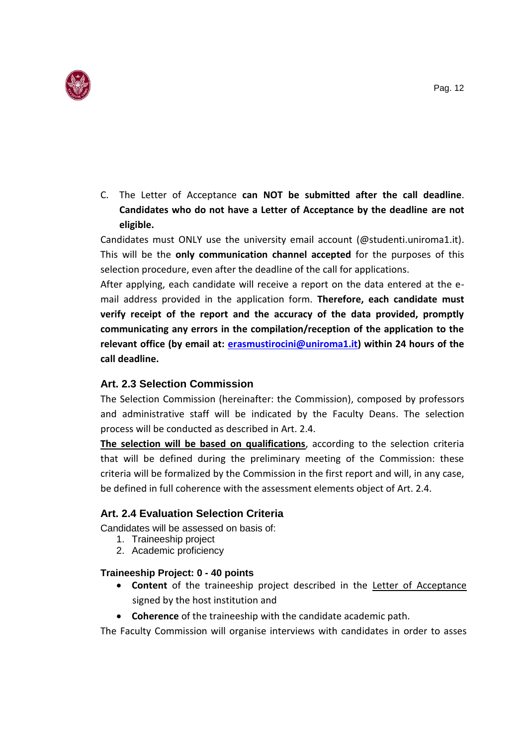C. The Letter of Acceptance **can NOT be submitted after the call deadline**. **Candidates who do not have a Letter of Acceptance by the deadline are not eligible.**

Candidates must ONLY use the university email account (@studenti.uniroma1.it). This will be the **only communication channel accepted** for the purposes of this selection procedure, even after the deadline of the call for applications.

After applying, each candidate will receive a report on the data entered at the e-mail address provided in the application form. **Therefore, each candidate must verify receipt of the report and the accuracy of the data provided, promptly communicating any errors in the compilation/reception of the application to the relevant office (by email at: erasmustirocini@uniroma1.it) within 24 hours of the call deadline.**

### Art. 2.3 Selection Commission

The Selection Commission (hereinafter: the Commission), composed by professors and administrative staff will be indicated by the Faculty Deans. The selection process will be conducted as described in Art. 2.4.

**The selection will be based on qualifications**, according to the selection criteria that will be defined during the preliminary meeting of the Commission: these criteria will be formalized by the Commission in the first report and will, in any case, be defined in full coherence with the assessment elements object of Art. 2.4.

### Art. 2.4 Evaluation Selection Criteria

Candidates will be assessed on basis of:

1. Traineeship project
2. Academic proficiency

**Traineeship Project: 0 - 40 points**

- **Content** of the traineeship project described in the Letter of Acceptance signed by the host institution and
- **Coherence** of the traineeship with the candidate academic path.

The Faculty Commission will organise interviews with candidates in order to asses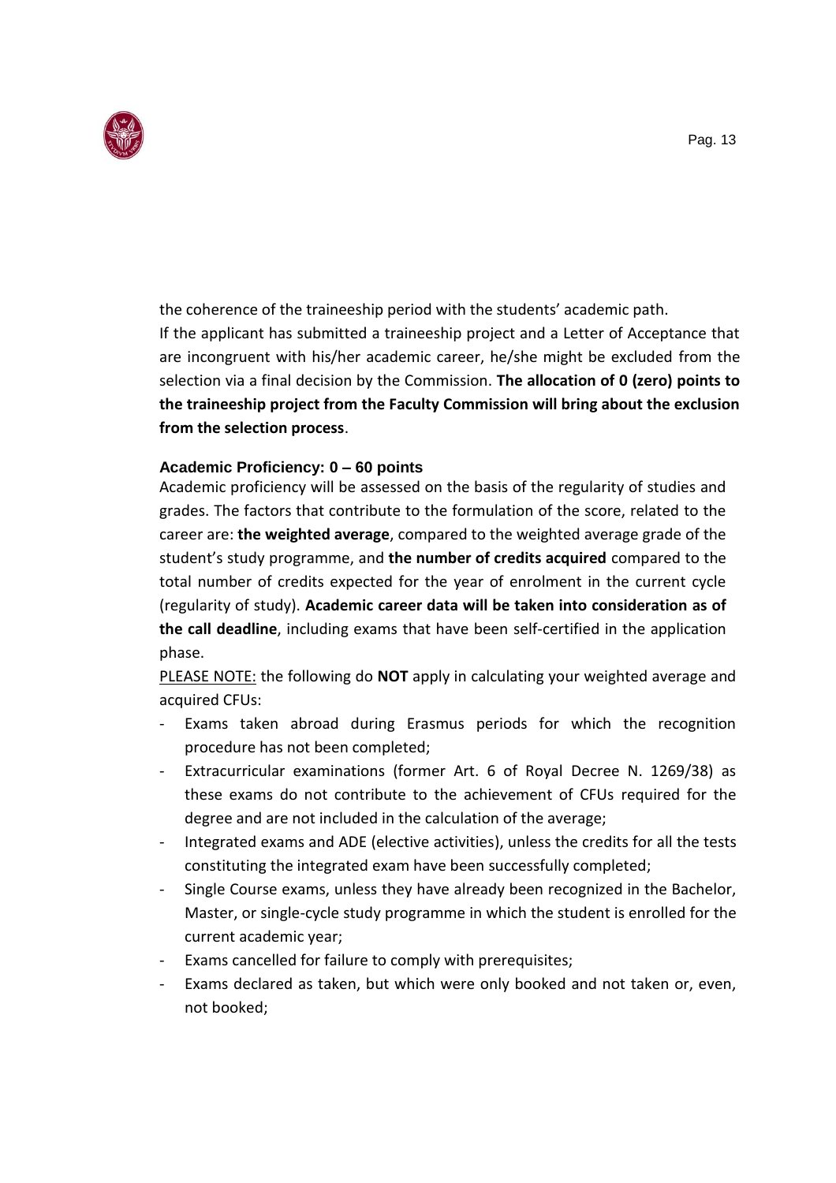the coherence of the traineeship period with the students' academic path.
If the applicant has submitted a traineeship project and a Letter of Acceptance that are incongruent with his/her academic career, he/she might be excluded from the selection via a final decision by the Commission. **The allocation of 0 (zero) points to the traineeship project from the Faculty Commission will bring about the exclusion from the selection process**.

**Academic Proficiency: 0 – 60 points**

Academic proficiency will be assessed on the basis of the regularity of studies and grades. The factors that contribute to the formulation of the score, related to the career are: **the weighted average**, compared to the weighted average grade of the student's study programme, and **the number of credits acquired** compared to the total number of credits expected for the year of enrolment in the current cycle (regularity of study). **Academic career data will be taken into consideration as of the call deadline**, including exams that have been self-certified in the application phase.

PLEASE NOTE: the following do **NOT** apply in calculating your weighted average and acquired CFUs:

- Exams taken abroad during Erasmus periods for which the recognition procedure has not been completed;
- Extracurricular examinations (former Art. 6 of Royal Decree N. 1269/38) as these exams do not contribute to the achievement of CFUs required for the degree and are not included in the calculation of the average;
- Integrated exams and ADE (elective activities), unless the credits for all the tests constituting the integrated exam have been successfully completed;
- Single Course exams, unless they have already been recognized in the Bachelor, Master, or single-cycle study programme in which the student is enrolled for the current academic year;
- Exams cancelled for failure to comply with prerequisites;
- Exams declared as taken, but which were only booked and not taken or, even, not booked;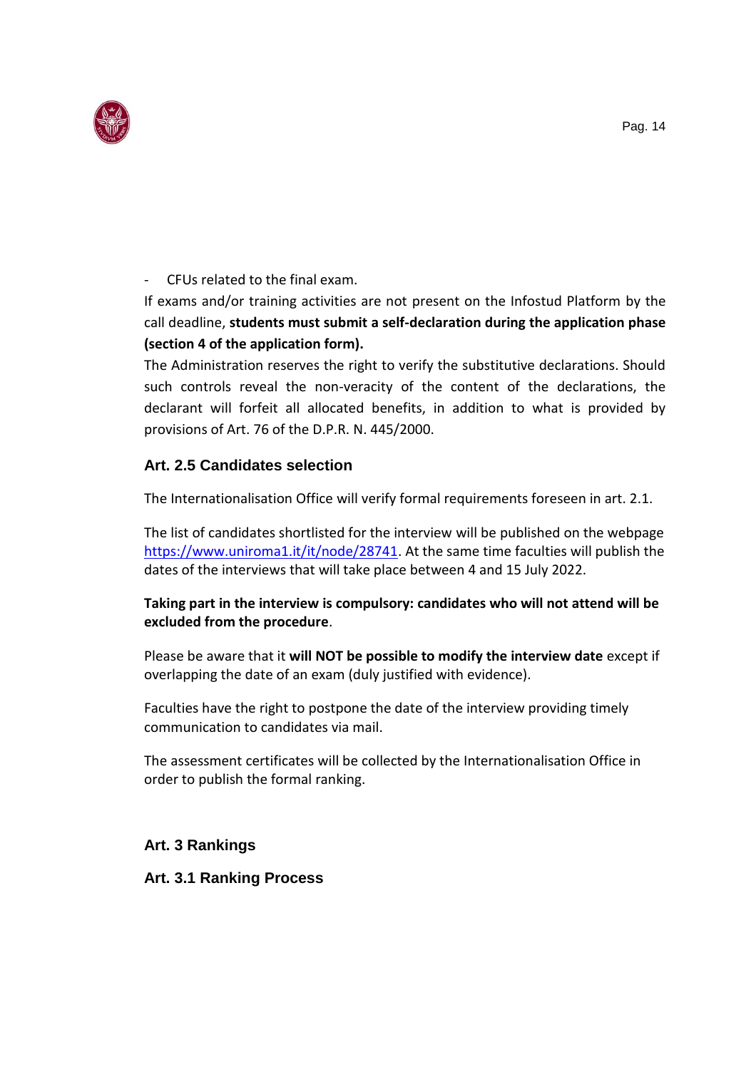- CFUs related to the final exam.

If exams and/or training activities are not present on the Infostud Platform by the call deadline, **students must submit a self-declaration during the application phase (section 4 of the application form).**

The Administration reserves the right to verify the substitutive declarations. Should such controls reveal the non-veracity of the content of the declarations, the declarant will forfeit all allocated benefits, in addition to what is provided by provisions of Art. 76 of the D.P.R. N. 445/2000.

### Art. 2.5 Candidates selection

The Internationalisation Office will verify formal requirements foreseen in art. 2.1.

The list of candidates shortlisted for the interview will be published on the webpage [https://www.uniroma1.it/it/node/28741](https://www.uniroma1.it/it/node/28741). At the same time faculties will publish the dates of the interviews that will take place between 4 and 15 July 2022.

**Taking part in the interview is compulsory: candidates who will not attend will be excluded from the procedure**.

Please be aware that it **will NOT be possible to modify the interview date** except if overlapping the date of an exam (duly justified with evidence).

Faculties have the right to postpone the date of the interview providing timely communication to candidates via mail.

The assessment certificates will be collected by the Internationalisation Office in order to publish the formal ranking.

## Art. 3 Rankings

### Art. 3.1 Ranking Process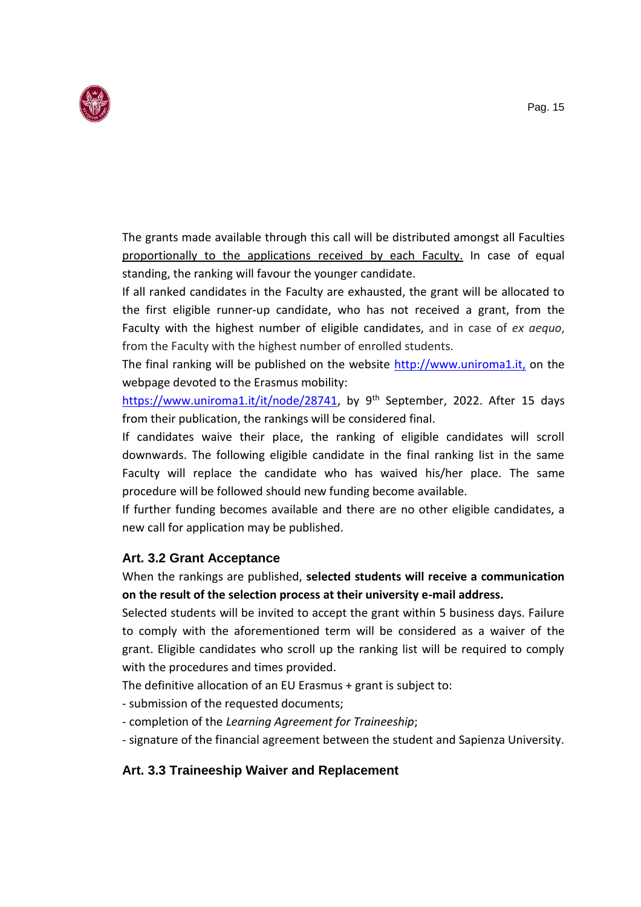The grants made available through this call will be distributed amongst all Faculties proportionally to the applications received by each Faculty. In case of equal standing, the ranking will favour the younger candidate.

If all ranked candidates in the Faculty are exhausted, the grant will be allocated to the first eligible runner-up candidate, who has not received a grant, from the Faculty with the highest number of eligible candidates, and in case of *ex aequo*, from the Faculty with the highest number of enrolled students.

The final ranking will be published on the website http://www.uniroma1.it, on the webpage devoted to the Erasmus mobility:

https://www.uniroma1.it/it/node/28741, by 9th September, 2022. After 15 days from their publication, the rankings will be considered final.

If candidates waive their place, the ranking of eligible candidates will scroll downwards. The following eligible candidate in the final ranking list in the same Faculty will replace the candidate who has waived his/her place. The same procedure will be followed should new funding become available.

If further funding becomes available and there are no other eligible candidates, a new call for application may be published.

### Art. 3.2 Grant Acceptance

When the rankings are published, **selected students will receive a communication on the result of the selection process at their university e-mail address.**

Selected students will be invited to accept the grant within 5 business days. Failure to comply with the aforementioned term will be considered as a waiver of the grant. Eligible candidates who scroll up the ranking list will be required to comply with the procedures and times provided.

The definitive allocation of an EU Erasmus + grant is subject to:

- submission of the requested documents;
- completion of the *Learning Agreement for Traineeship*;
- signature of the financial agreement between the student and Sapienza University.

### Art. 3.3 Traineeship Waiver and Replacement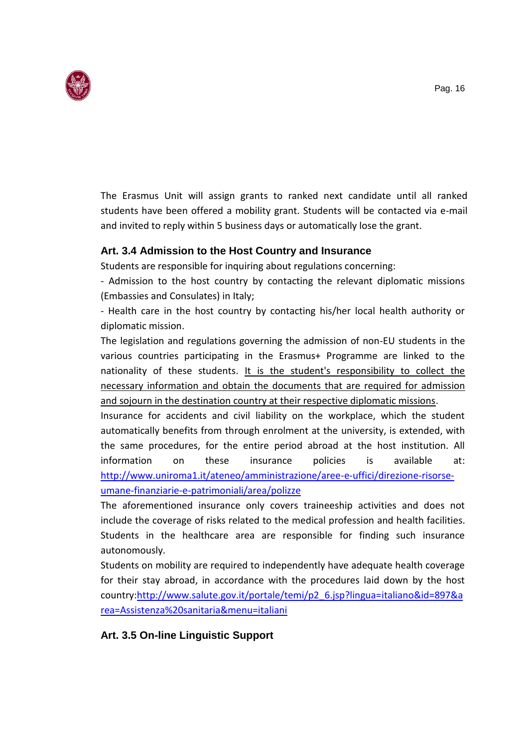The Erasmus Unit will assign grants to ranked next candidate until all ranked students have been offered a mobility grant. Students will be contacted via e-mail and invited to reply within 5 business days or automatically lose the grant.

### Art. 3.4 Admission to the Host Country and Insurance

Students are responsible for inquiring about regulations concerning:

- Admission to the host country by contacting the relevant diplomatic missions (Embassies and Consulates) in Italy;
- Health care in the host country by contacting his/her local health authority or diplomatic mission.

The legislation and regulations governing the admission of non-EU students in the various countries participating in the Erasmus+ Programme are linked to the nationality of these students. It is the student's responsibility to collect the necessary information and obtain the documents that are required for admission and sojourn in the destination country at their respective diplomatic missions.

Insurance for accidents and civil liability on the workplace, which the student automatically benefits from through enrolment at the university, is extended, with the same procedures, for the entire period abroad at the host institution. All information on these insurance policies is available at: http://www.uniroma1.it/ateneo/amministrazione/aree-e-uffici/direzione-risorse-umane-finanziarie-e-patrimoniali/area/polizze

The aforementioned insurance only covers traineeship activities and does not include the coverage of risks related to the medical profession and health facilities. Students in the healthcare area are responsible for finding such insurance autonomously.

Students on mobility are required to independently have adequate health coverage for their stay abroad, in accordance with the procedures laid down by the host country:http://www.salute.gov.it/portale/temi/p2_6.jsp?lingua=italiano&id=897&area=Assistenza%20sanitaria&menu=italiani

### Art. 3.5 On-line Linguistic Support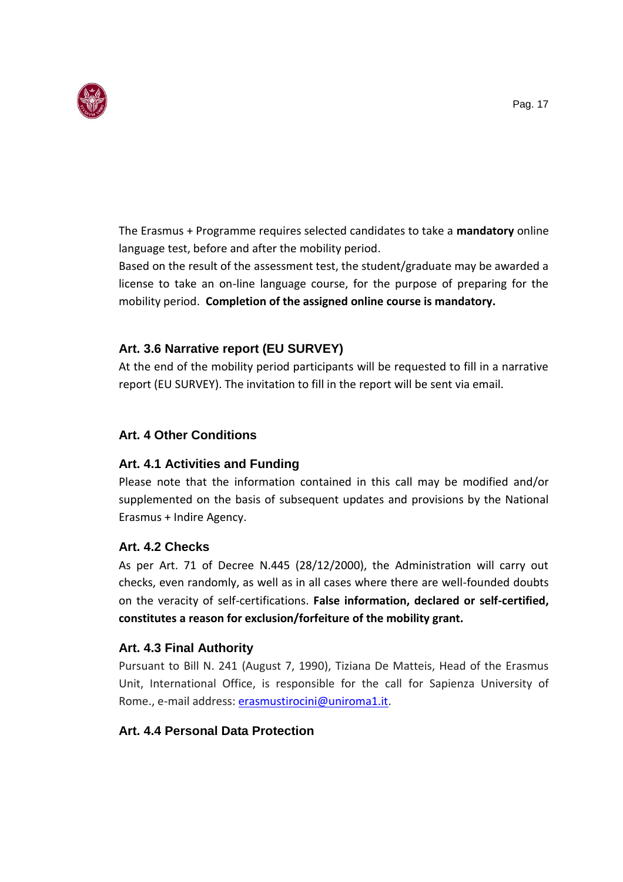The Erasmus + Programme requires selected candidates to take a **mandatory** online language test, before and after the mobility period.

Based on the result of the assessment test, the student/graduate may be awarded a license to take an on-line language course, for the purpose of preparing for the mobility period. **Completion of the assigned online course is mandatory.**

### Art. 3.6 Narrative report (EU SURVEY)

At the end of the mobility period participants will be requested to fill in a narrative report (EU SURVEY). The invitation to fill in the report will be sent via email.

## Art. 4 Other Conditions

### Art. 4.1 Activities and Funding

Please note that the information contained in this call may be modified and/or supplemented on the basis of subsequent updates and provisions by the National Erasmus + Indire Agency.

### Art. 4.2 Checks

As per Art. 71 of Decree N.445 (28/12/2000), the Administration will carry out checks, even randomly, as well as in all cases where there are well-founded doubts on the veracity of self-certifications. **False information, declared or self-certified, constitutes a reason for exclusion/forfeiture of the mobility grant.**

### Art. 4.3 Final Authority

Pursuant to Bill N. 241 (August 7, 1990), Tiziana De Matteis, Head of the Erasmus Unit, International Office, is responsible for the call for Sapienza University of Rome., e-mail address: erasmustirocini@uniroma1.it.

### Art. 4.4 Personal Data Protection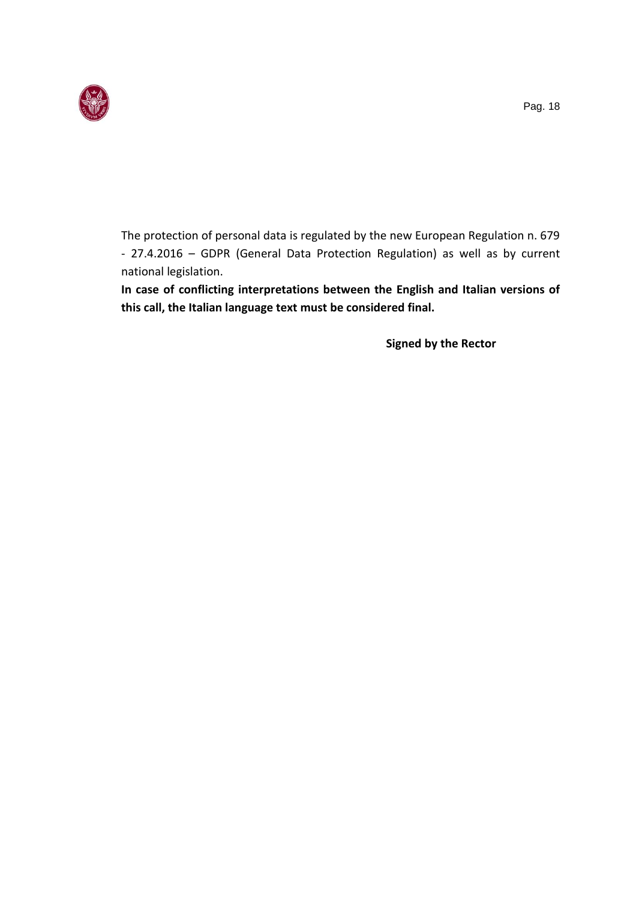The protection of personal data is regulated by the new European Regulation n. 679 - 27.4.2016 – GDPR (General Data Protection Regulation) as well as by current national legislation.

**In case of conflicting interpretations between the English and Italian versions of this call, the Italian language text must be considered final.**

**Signed by the Rector**